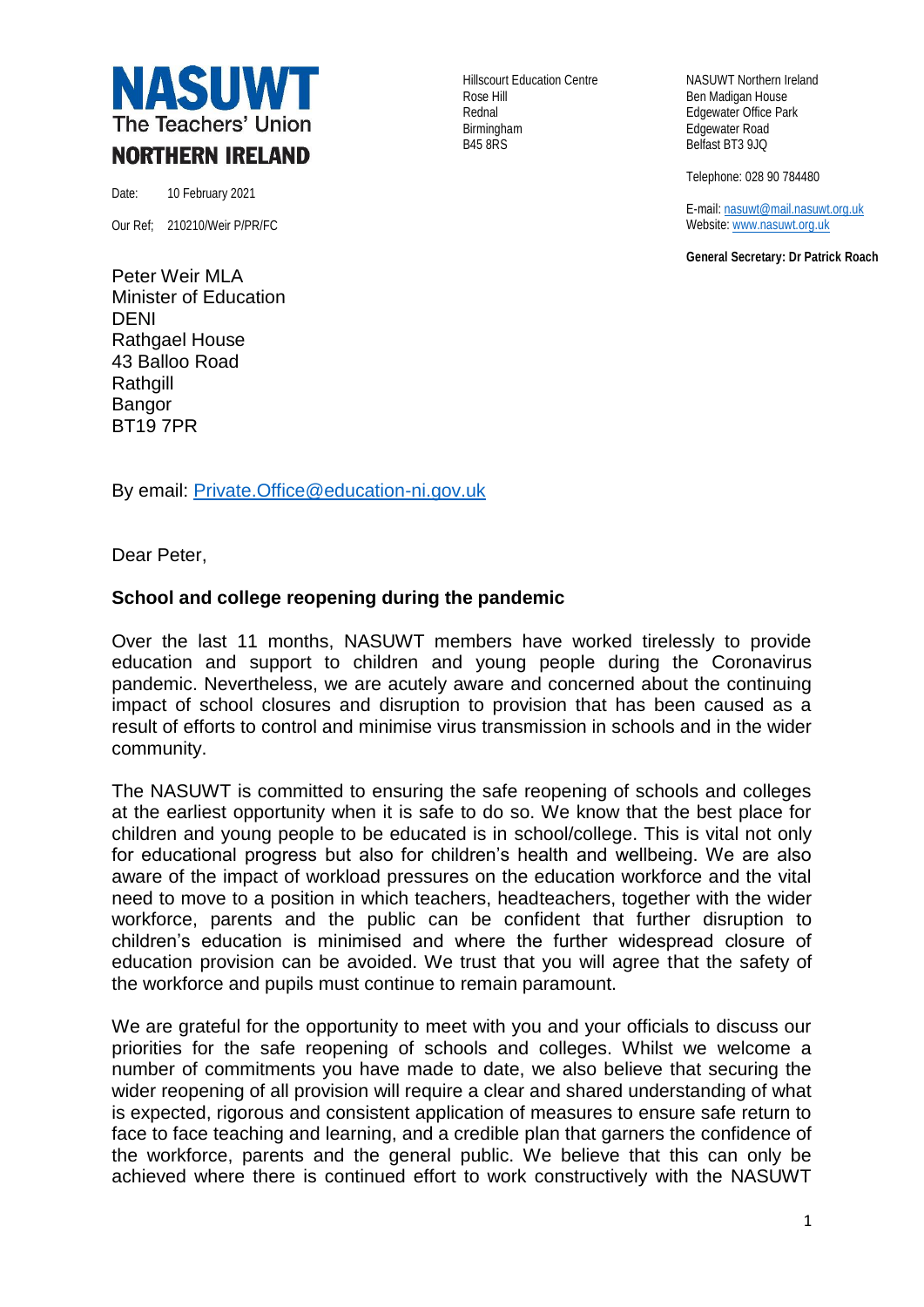**NASUWT**
The Teachers' Union
**NORTHERN IRELAND**

Hillscourt Education Centre
Rose Hill
Rednal
Birmingham
B45 8RS

NASUWT Northern Ireland
Ben Madigan House
Edgewater Office Park
Edgewater Road
Belfast BT3 9JQ

Telephone: 028 90 784480

E-mail: nasuwt@mail.nasuwt.org.uk
Website: www.nasuwt.org.uk

**General Secretary: Dr Patrick Roach**

Date: 10 February 2021

Our Ref; 210210/Weir P/PR/FC

Peter Weir MLA
Minister of Education
DENI
Rathgael House
43 Balloo Road
Rathgill
Bangor
BT19 7PR

By email: Private.Office@education-ni.gov.uk

Dear Peter,

**School and college reopening during the pandemic**

Over the last 11 months, NASUWT members have worked tirelessly to provide education and support to children and young people during the Coronavirus pandemic. Nevertheless, we are acutely aware and concerned about the continuing impact of school closures and disruption to provision that has been caused as a result of efforts to control and minimise virus transmission in schools and in the wider community.

The NASUWT is committed to ensuring the safe reopening of schools and colleges at the earliest opportunity when it is safe to do so. We know that the best place for children and young people to be educated is in school/college. This is vital not only for educational progress but also for children's health and wellbeing. We are also aware of the impact of workload pressures on the education workforce and the vital need to move to a position in which teachers, headteachers, together with the wider workforce, parents and the public can be confident that further disruption to children's education is minimised and where the further widespread closure of education provision can be avoided. We trust that you will agree that the safety of the workforce and pupils must continue to remain paramount.

We are grateful for the opportunity to meet with you and your officials to discuss our priorities for the safe reopening of schools and colleges. Whilst we welcome a number of commitments you have made to date, we also believe that securing the wider reopening of all provision will require a clear and shared understanding of what is expected, rigorous and consistent application of measures to ensure safe return to face to face teaching and learning, and a credible plan that garners the confidence of the workforce, parents and the general public. We believe that this can only be achieved where there is continued effort to work constructively with the NASUWT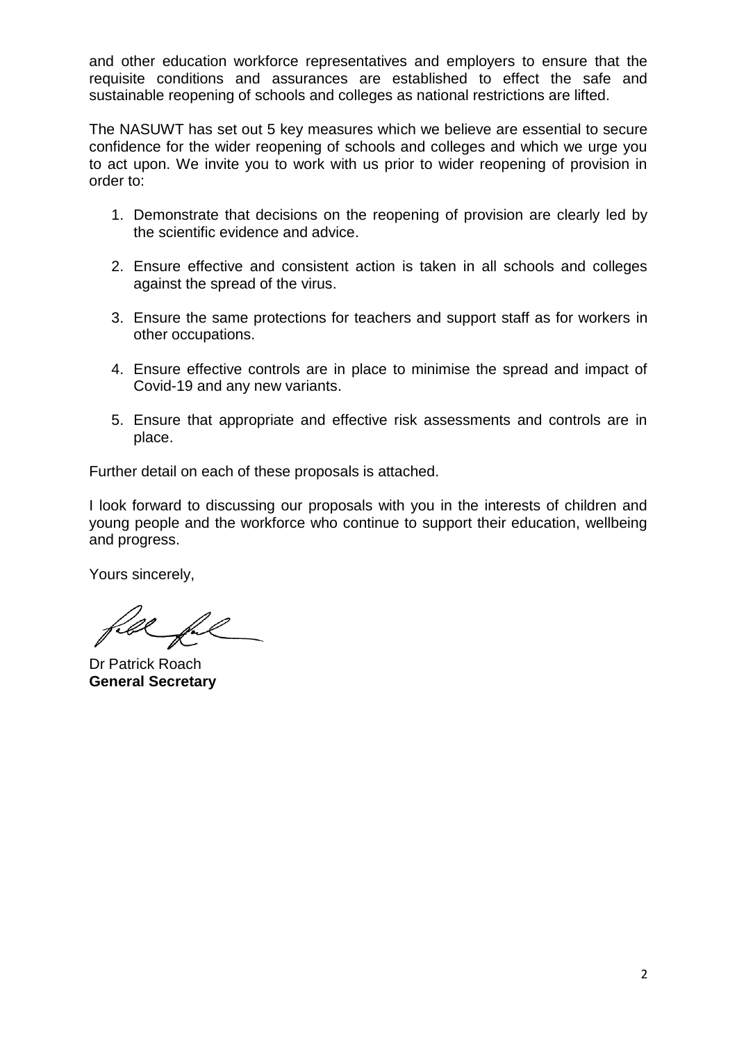and other education workforce representatives and employers to ensure that the requisite conditions and assurances are established to effect the safe and sustainable reopening of schools and colleges as national restrictions are lifted.

The NASUWT has set out 5 key measures which we believe are essential to secure confidence for the wider reopening of schools and colleges and which we urge you to act upon. We invite you to work with us prior to wider reopening of provision in order to:

1. Demonstrate that decisions on the reopening of provision are clearly led by the scientific evidence and advice.

2. Ensure effective and consistent action is taken in all schools and colleges against the spread of the virus.

3. Ensure the same protections for teachers and support staff as for workers in other occupations.

4. Ensure effective controls are in place to minimise the spread and impact of Covid-19 and any new variants.

5. Ensure that appropriate and effective risk assessments and controls are in place.

Further detail on each of these proposals is attached.

I look forward to discussing our proposals with you in the interests of children and young people and the workforce who continue to support their education, wellbeing and progress.

Yours sincerely,

Dr Patrick Roach
**General Secretary**